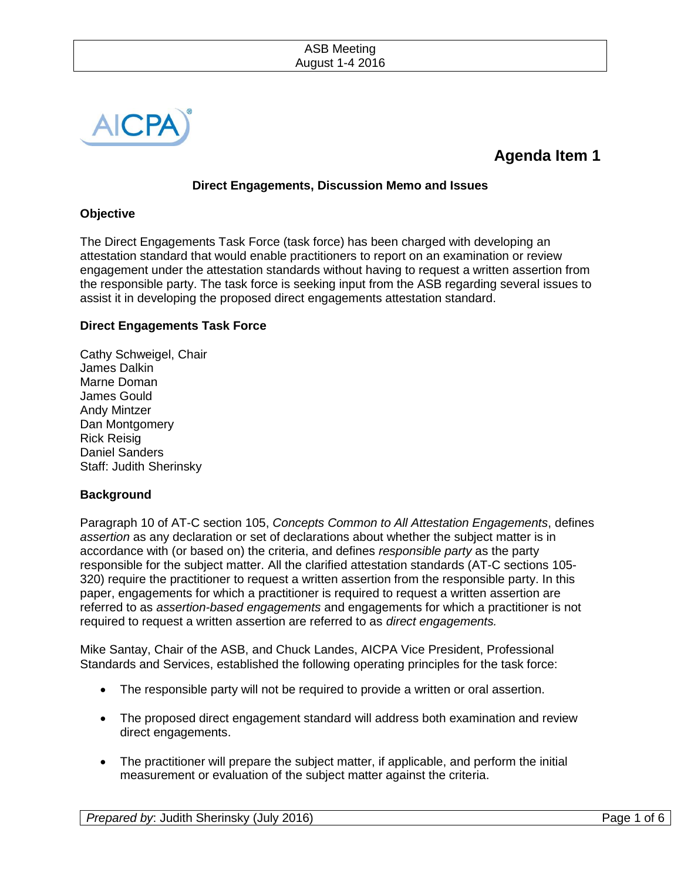ASB Meeting
August 1-4 2016

# Agenda Item 1

**Direct Engagements, Discussion Memo and Issues**

## Objective

The Direct Engagements Task Force (task force) has been charged with developing an attestation standard that would enable practitioners to report on an examination or review engagement under the attestation standards without having to request a written assertion from the responsible party. The task force is seeking input from the ASB regarding several issues to assist it in developing the proposed direct engagements attestation standard.

## Direct Engagements Task Force

Cathy Schweigel, Chair
James Dalkin
Marne Doman
James Gould
Andy Mintzer
Dan Montgomery
Rick Reisig
Daniel Sanders
Staff: Judith Sherinsky

## Background

Paragraph 10 of AT-C section 105, *Concepts Common to All Attestation Engagements*, defines *assertion* as any declaration or set of declarations about whether the subject matter is in accordance with (or based on) the criteria, and defines *responsible party* as the party responsible for the subject matter. All the clarified attestation standards (AT-C sections 105-320) require the practitioner to request a written assertion from the responsible party. In this paper, engagements for which a practitioner is required to request a written assertion are referred to as *assertion-based engagements* and engagements for which a practitioner is not required to request a written assertion are referred to as *direct engagements.*

Mike Santay, Chair of the ASB, and Chuck Landes, AICPA Vice President, Professional Standards and Services, established the following operating principles for the task force:

- The responsible party will not be required to provide a written or oral assertion.
- The proposed direct engagement standard will address both examination and review direct engagements.
- The practitioner will prepare the subject matter, if applicable, and perform the initial measurement or evaluation of the subject matter against the criteria.

*Prepared by*: Judith Sherinsky (July 2016)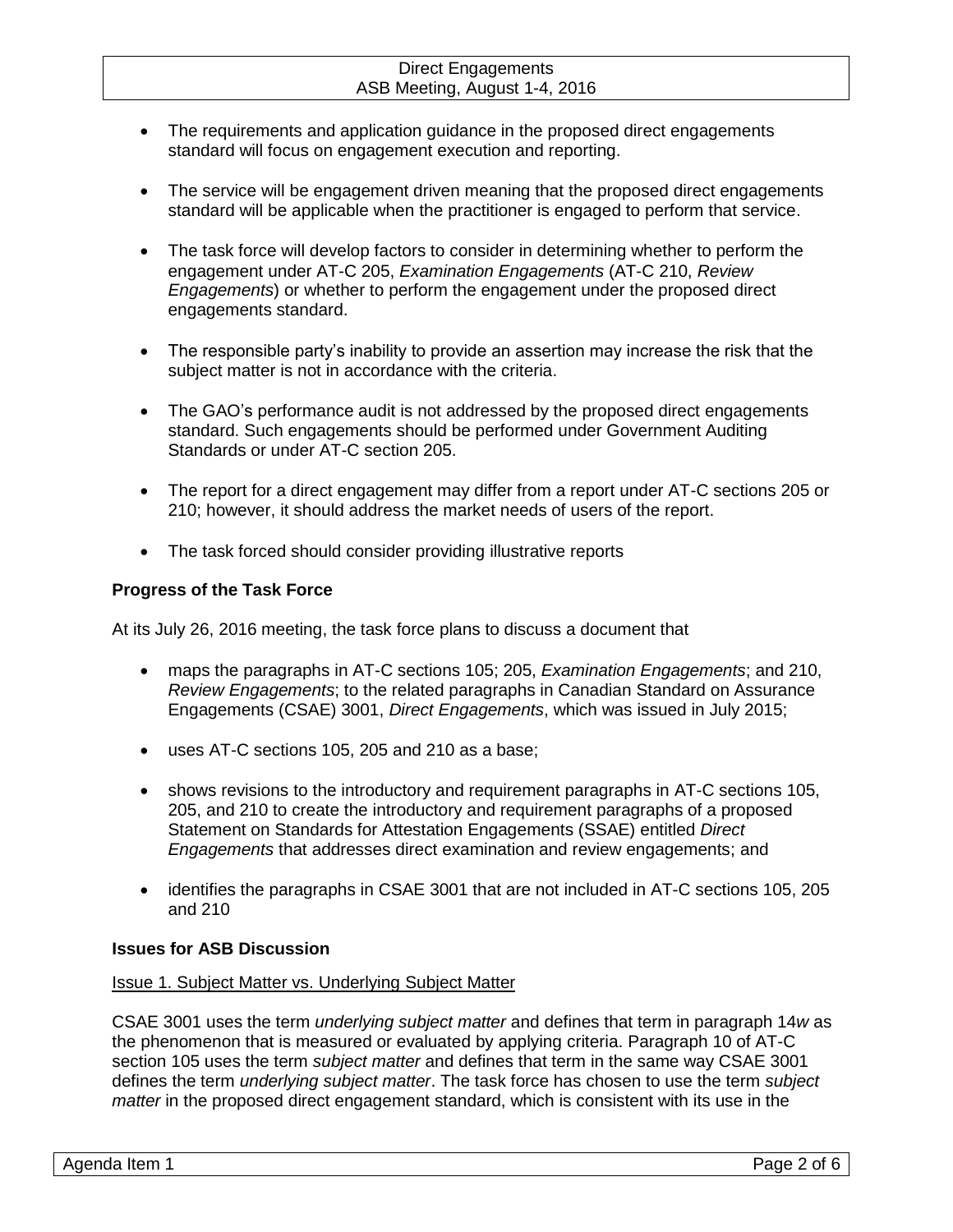- The requirements and application guidance in the proposed direct engagements standard will focus on engagement execution and reporting.

- The service will be engagement driven meaning that the proposed direct engagements standard will be applicable when the practitioner is engaged to perform that service.

- The task force will develop factors to consider in determining whether to perform the engagement under AT-C 205, *Examination Engagements* (AT-C 210, *Review Engagements*) or whether to perform the engagement under the proposed direct engagements standard.

- The responsible party's inability to provide an assertion may increase the risk that the subject matter is not in accordance with the criteria.

- The GAO's performance audit is not addressed by the proposed direct engagements standard. Such engagements should be performed under Government Auditing Standards or under AT-C section 205.

- The report for a direct engagement may differ from a report under AT-C sections 205 or 210; however, it should address the market needs of users of the report.

- The task forced should consider providing illustrative reports

**Progress of the Task Force**

At its July 26, 2016 meeting, the task force plans to discuss a document that

- maps the paragraphs in AT-C sections 105; 205, *Examination Engagements*; and 210, *Review Engagements*; to the related paragraphs in Canadian Standard on Assurance Engagements (CSAE) 3001, *Direct Engagements*, which was issued in July 2015;

- uses AT-C sections 105, 205 and 210 as a base;

- shows revisions to the introductory and requirement paragraphs in AT-C sections 105, 205, and 210 to create the introductory and requirement paragraphs of a proposed Statement on Standards for Attestation Engagements (SSAE) entitled *Direct Engagements* that addresses direct examination and review engagements; and

- identifies the paragraphs in CSAE 3001 that are not included in AT-C sections 105, 205 and 210

**Issues for ASB Discussion**

Issue 1. Subject Matter vs. Underlying Subject Matter

CSAE 3001 uses the term *underlying subject matter* and defines that term in paragraph 14*w* as the phenomenon that is measured or evaluated by applying criteria. Paragraph 10 of AT-C section 105 uses the term *subject matter* and defines that term in the same way CSAE 3001 defines the term *underlying subject matter*. The task force has chosen to use the term *subject matter* in the proposed direct engagement standard, which is consistent with its use in the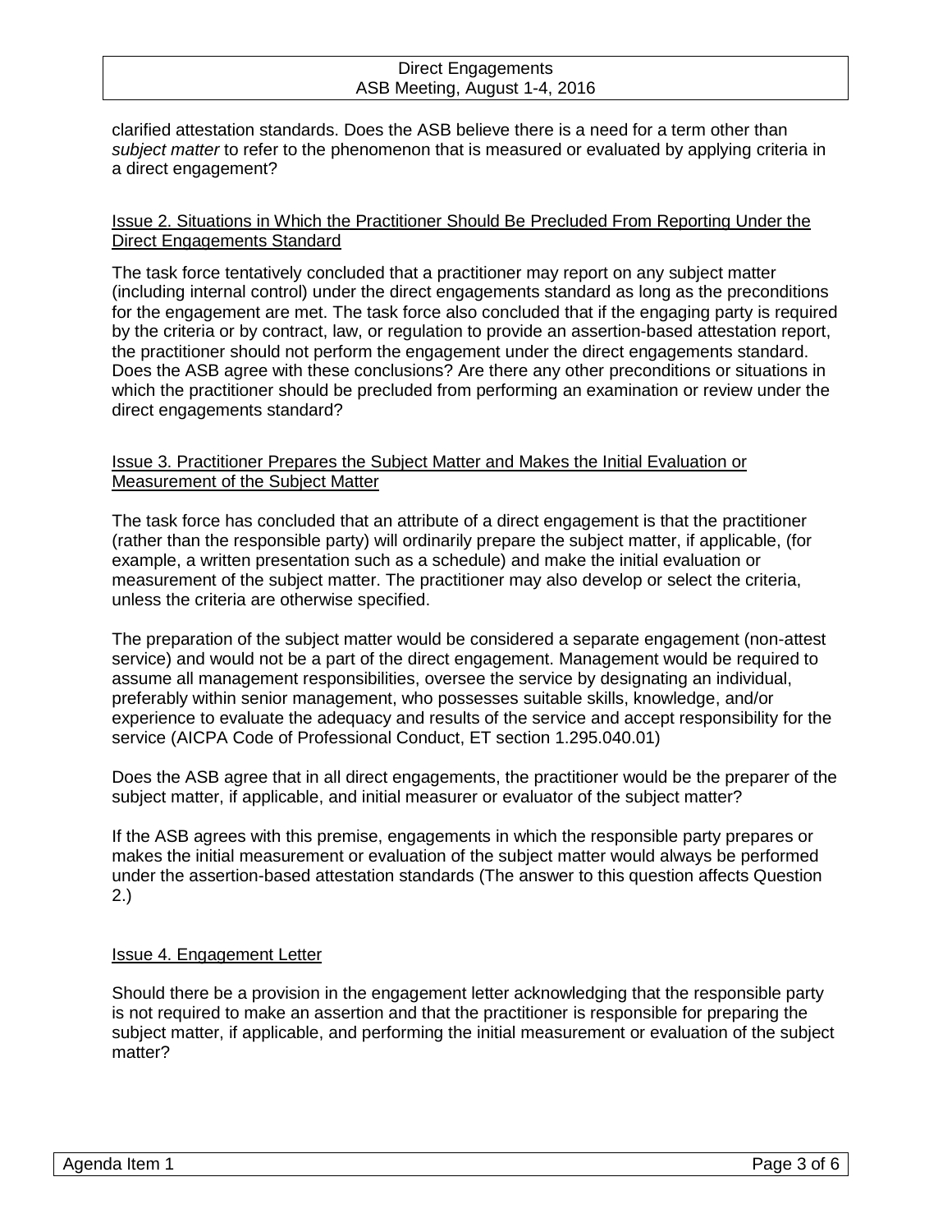clarified attestation standards. Does the ASB believe there is a need for a term other than *subject matter* to refer to the phenomenon that is measured or evaluated by applying criteria in a direct engagement?

### Issue 2. Situations in Which the Practitioner Should Be Precluded From Reporting Under the Direct Engagements Standard

The task force tentatively concluded that a practitioner may report on any subject matter (including internal control) under the direct engagements standard as long as the preconditions for the engagement are met. The task force also concluded that if the engaging party is required by the criteria or by contract, law, or regulation to provide an assertion-based attestation report, the practitioner should not perform the engagement under the direct engagements standard. Does the ASB agree with these conclusions? Are there any other preconditions or situations in which the practitioner should be precluded from performing an examination or review under the direct engagements standard?

### Issue 3. Practitioner Prepares the Subject Matter and Makes the Initial Evaluation or Measurement of the Subject Matter

The task force has concluded that an attribute of a direct engagement is that the practitioner (rather than the responsible party) will ordinarily prepare the subject matter, if applicable, (for example, a written presentation such as a schedule) and make the initial evaluation or measurement of the subject matter. The practitioner may also develop or select the criteria, unless the criteria are otherwise specified.

The preparation of the subject matter would be considered a separate engagement (non-attest service) and would not be a part of the direct engagement. Management would be required to assume all management responsibilities, oversee the service by designating an individual, preferably within senior management, who possesses suitable skills, knowledge, and/or experience to evaluate the adequacy and results of the service and accept responsibility for the service (AICPA Code of Professional Conduct, ET section 1.295.040.01)

Does the ASB agree that in all direct engagements, the practitioner would be the preparer of the subject matter, if applicable, and initial measurer or evaluator of the subject matter?

If the ASB agrees with this premise, engagements in which the responsible party prepares or makes the initial measurement or evaluation of the subject matter would always be performed under the assertion-based attestation standards (The answer to this question affects Question 2.)

### Issue 4. Engagement Letter

Should there be a provision in the engagement letter acknowledging that the responsible party is not required to make an assertion and that the practitioner is responsible for preparing the subject matter, if applicable, and performing the initial measurement or evaluation of the subject matter?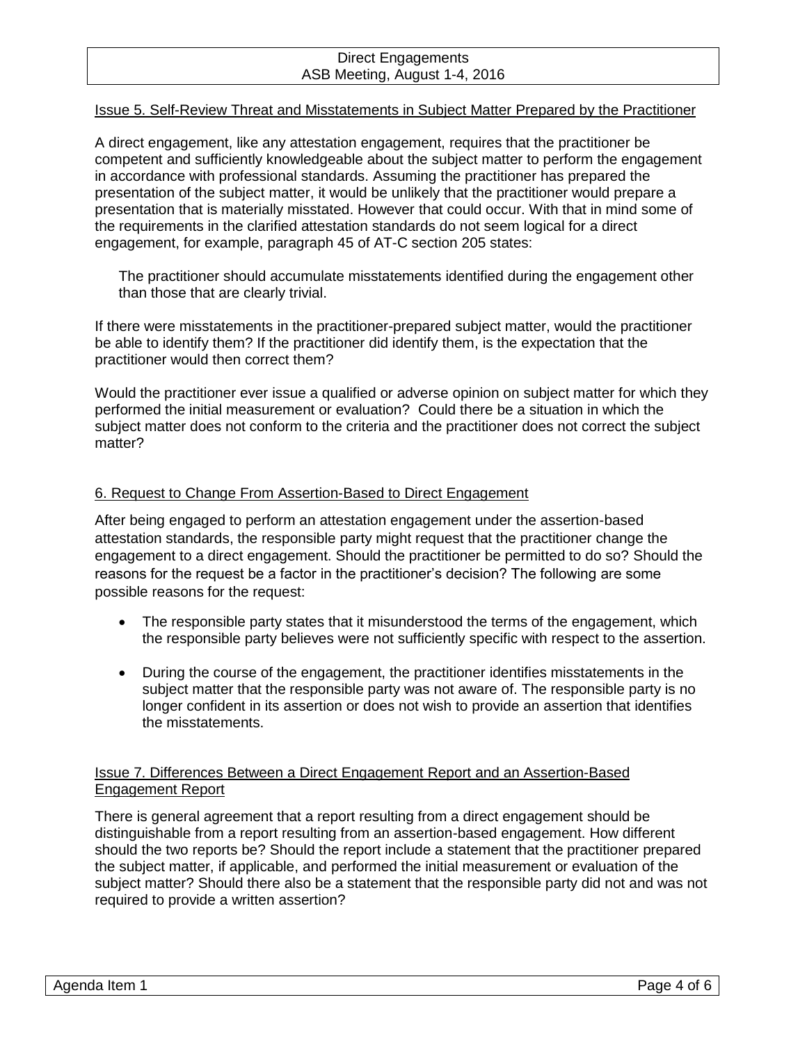### Issue 5. Self-Review Threat and Misstatements in Subject Matter Prepared by the Practitioner

A direct engagement, like any attestation engagement, requires that the practitioner be competent and sufficiently knowledgeable about the subject matter to perform the engagement in accordance with professional standards. Assuming the practitioner has prepared the presentation of the subject matter, it would be unlikely that the practitioner would prepare a presentation that is materially misstated. However that could occur. With that in mind some of the requirements in the clarified attestation standards do not seem logical for a direct engagement, for example, paragraph 45 of AT-C section 205 states:

> The practitioner should accumulate misstatements identified during the engagement other than those that are clearly trivial.

If there were misstatements in the practitioner-prepared subject matter, would the practitioner be able to identify them? If the practitioner did identify them, is the expectation that the practitioner would then correct them?

Would the practitioner ever issue a qualified or adverse opinion on subject matter for which they performed the initial measurement or evaluation? Could there be a situation in which the subject matter does not conform to the criteria and the practitioner does not correct the subject matter?

### 6. Request to Change From Assertion-Based to Direct Engagement

After being engaged to perform an attestation engagement under the assertion-based attestation standards, the responsible party might request that the practitioner change the engagement to a direct engagement. Should the practitioner be permitted to do so? Should the reasons for the request be a factor in the practitioner's decision? The following are some possible reasons for the request:

- The responsible party states that it misunderstood the terms of the engagement, which the responsible party believes were not sufficiently specific with respect to the assertion.
- During the course of the engagement, the practitioner identifies misstatements in the subject matter that the responsible party was not aware of. The responsible party is no longer confident in its assertion or does not wish to provide an assertion that identifies the misstatements.

### Issue 7. Differences Between a Direct Engagement Report and an Assertion-Based Engagement Report

There is general agreement that a report resulting from a direct engagement should be distinguishable from a report resulting from an assertion-based engagement. How different should the two reports be? Should the report include a statement that the practitioner prepared the subject matter, if applicable, and performed the initial measurement or evaluation of the subject matter? Should there also be a statement that the responsible party did not and was not required to provide a written assertion?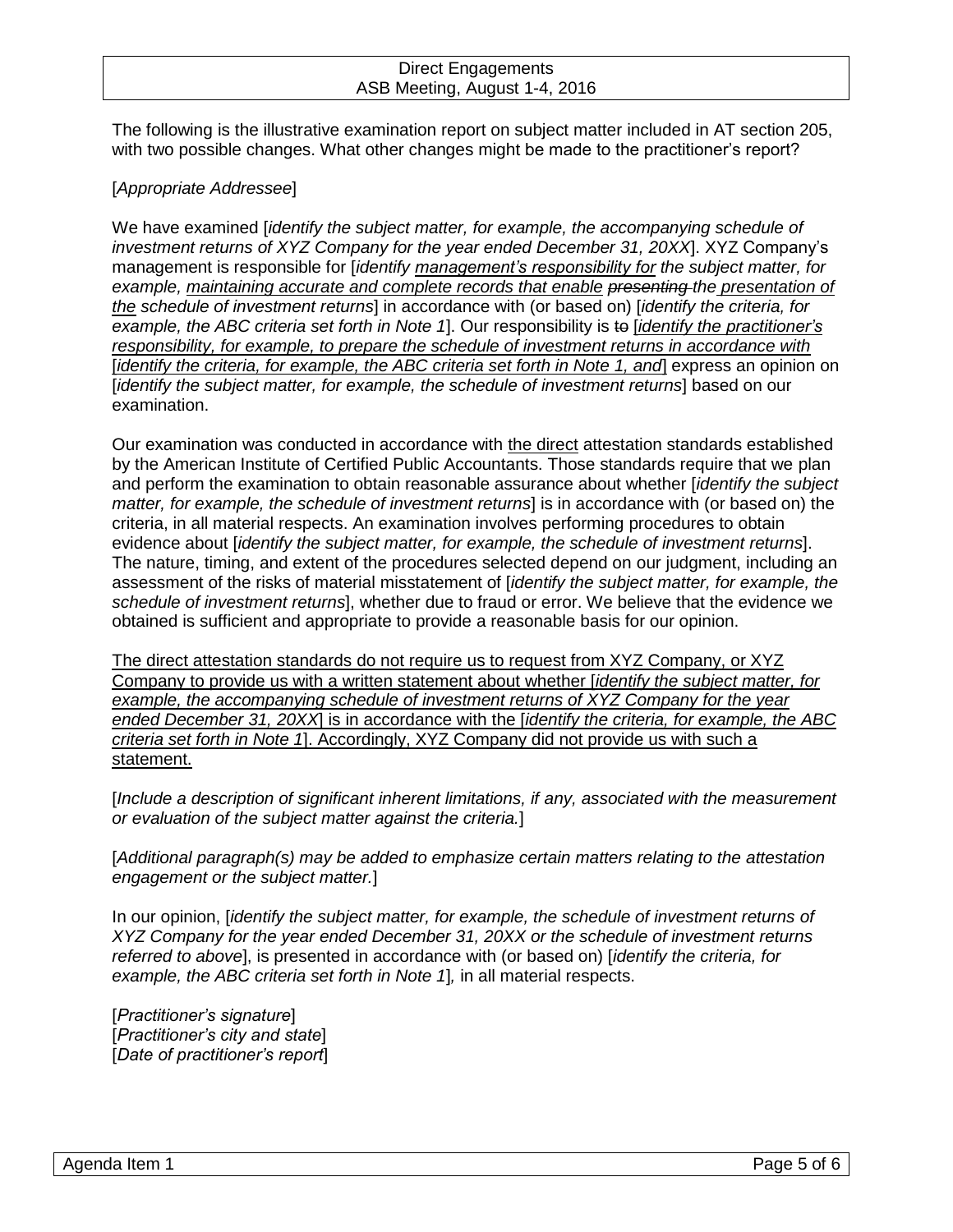The following is the illustrative examination report on subject matter included in AT section 205, with two possible changes. What other changes might be made to the practitioner's report?

[*Appropriate Addressee*]

We have examined [*identify the subject matter, for example, the accompanying schedule of investment returns of XYZ Company for the year ended December 31, 20XX*]. XYZ Company's management is responsible for [*identify management's responsibility for the subject matter, for example, maintaining accurate and complete records that enable ~~presenting~~ the presentation of the schedule of investment returns*] in accordance with (or based on) [*identify the criteria, for example, the ABC criteria set forth in Note 1*]. Our responsibility is ~~to~~ [*identify the practitioner's responsibility, for example, to prepare the schedule of investment returns in accordance with* [*identify the criteria, for example, the ABC criteria set forth in Note 1, and*] express an opinion on [*identify the subject matter, for example, the schedule of investment returns*] based on our examination.

Our examination was conducted in accordance with the direct attestation standards established by the American Institute of Certified Public Accountants. Those standards require that we plan and perform the examination to obtain reasonable assurance about whether [*identify the subject matter, for example, the schedule of investment returns*] is in accordance with (or based on) the criteria, in all material respects. An examination involves performing procedures to obtain evidence about [*identify the subject matter, for example, the schedule of investment returns*]. The nature, timing, and extent of the procedures selected depend on our judgment, including an assessment of the risks of material misstatement of [*identify the subject matter, for example, the schedule of investment returns*], whether due to fraud or error. We believe that the evidence we obtained is sufficient and appropriate to provide a reasonable basis for our opinion.

The direct attestation standards do not require us to request from XYZ Company, or XYZ Company to provide us with a written statement about whether [*identify the subject matter, for example, the accompanying schedule of investment returns of XYZ Company for the year ended December 31, 20XX*] is in accordance with the [*identify the criteria, for example, the ABC criteria set forth in Note 1*]. Accordingly, XYZ Company did not provide us with such a statement.

[*Include a description of significant inherent limitations, if any, associated with the measurement or evaluation of the subject matter against the criteria.*]

[*Additional paragraph(s) may be added to emphasize certain matters relating to the attestation engagement or the subject matter.*]

In our opinion, [*identify the subject matter, for example, the schedule of investment returns of XYZ Company for the year ended December 31, 20XX or the schedule of investment returns referred to above*], is presented in accordance with (or based on) [*identify the criteria, for example, the ABC criteria set forth in Note 1*]*,* in all material respects.

[*Practitioner's signature*]
[*Practitioner's city and state*]
[*Date of practitioner's report*]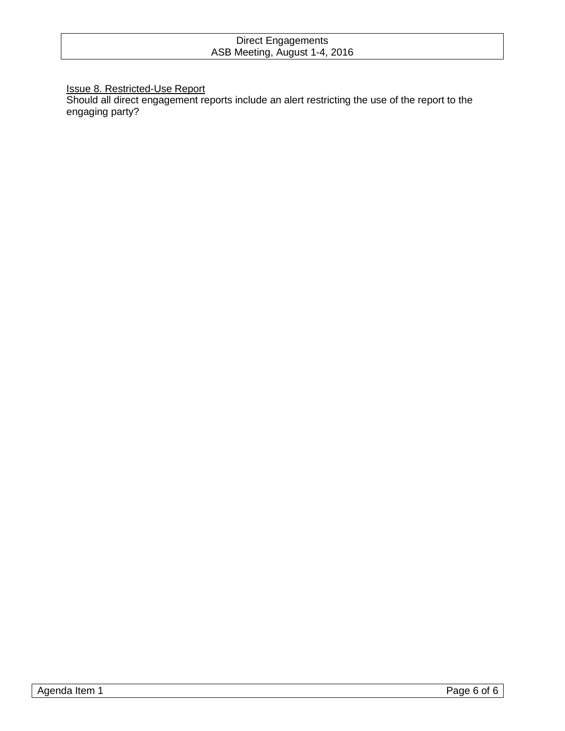Issue 8. Restricted-Use Report

Should all direct engagement reports include an alert restricting the use of the report to the engaging party?